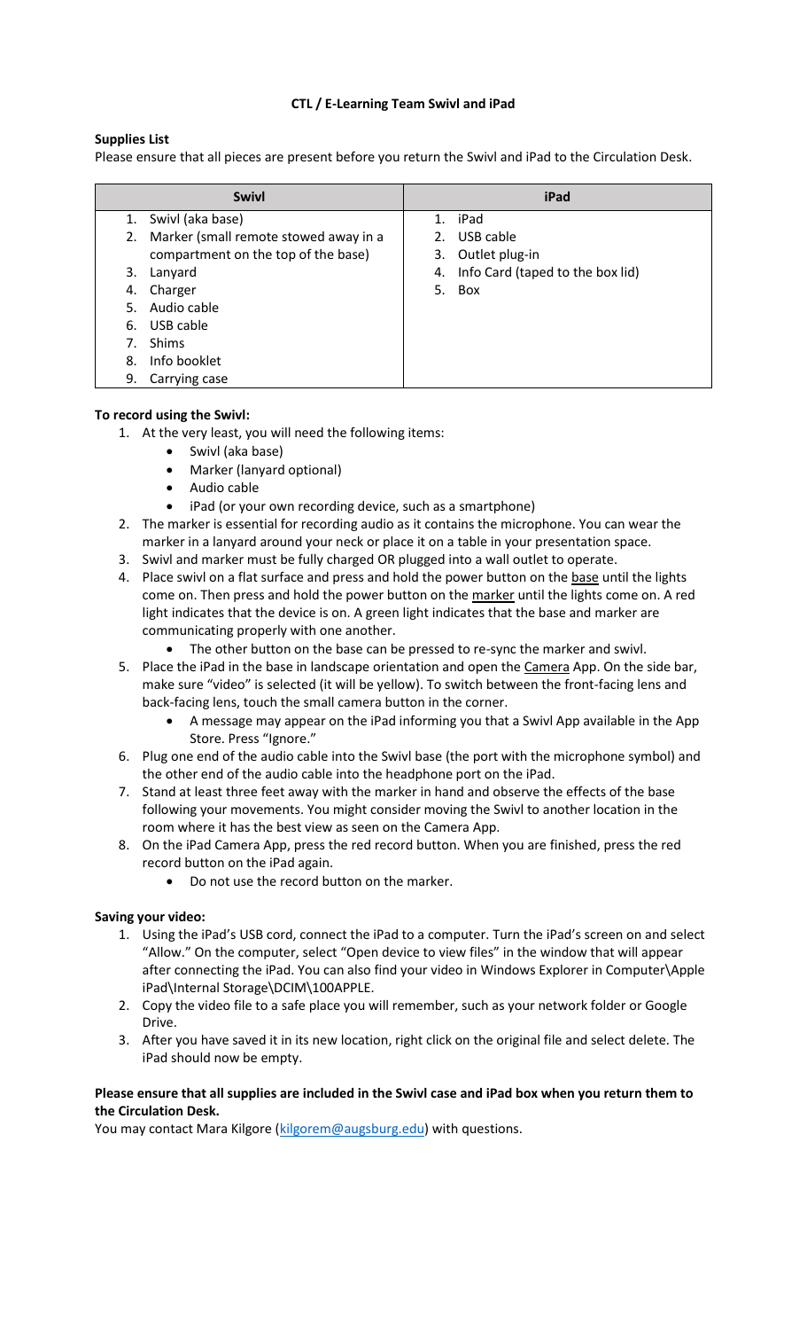**CTL / E-Learning Team Swivl and iPad**

**Supplies List**

Please ensure that all pieces are present before you return the Swivl and iPad to the Circulation Desk.

| Swivl | iPad |
| --- | --- |
| 1. Swivl (aka base)<br>2. Marker (small remote stowed away in a compartment on the top of the base)<br>3. Lanyard<br>4. Charger<br>5. Audio cable<br>6. USB cable<br>7. Shims<br>8. Info booklet<br>9. Carrying case | 1. iPad<br>2. USB cable<br>3. Outlet plug-in<br>4. Info Card (taped to the box lid)<br>5. Box |

**To record using the Swivl:**

1. At the very least, you will need the following items:
    - Swivl (aka base)
    - Marker (lanyard optional)
    - Audio cable
    - iPad (or your own recording device, such as a smartphone)
2. The marker is essential for recording audio as it contains the microphone. You can wear the marker in a lanyard around your neck or place it on a table in your presentation space.
3. Swivl and marker must be fully charged OR plugged into a wall outlet to operate.
4. Place swivl on a flat surface and press and hold the power button on the base until the lights come on. Then press and hold the power button on the marker until the lights come on. A red light indicates that the device is on. A green light indicates that the base and marker are communicating properly with one another.
    - The other button on the base can be pressed to re-sync the marker and swivl.
5. Place the iPad in the base in landscape orientation and open the Camera App. On the side bar, make sure "video" is selected (it will be yellow). To switch between the front-facing lens and back-facing lens, touch the small camera button in the corner.
    - A message may appear on the iPad informing you that a Swivl App available in the App Store. Press "Ignore."
6. Plug one end of the audio cable into the Swivl base (the port with the microphone symbol) and the other end of the audio cable into the headphone port on the iPad.
7. Stand at least three feet away with the marker in hand and observe the effects of the base following your movements. You might consider moving the Swivl to another location in the room where it has the best view as seen on the Camera App.
8. On the iPad Camera App, press the red record button. When you are finished, press the red record button on the iPad again.
    - Do not use the record button on the marker.

**Saving your video:**

1. Using the iPad's USB cord, connect the iPad to a computer. Turn the iPad's screen on and select "Allow." On the computer, select "Open device to view files" in the window that will appear after connecting the iPad. You can also find your video in Windows Explorer in Computer\Apple iPad\Internal Storage\DCIM\100APPLE.
2. Copy the video file to a safe place you will remember, such as your network folder or Google Drive.
3. After you have saved it in its new location, right click on the original file and select delete. The iPad should now be empty.

**Please ensure that all supplies are included in the Swivl case and iPad box when you return them to the Circulation Desk.**

You may contact Mara Kilgore (kilgorem@augsburg.edu) with questions.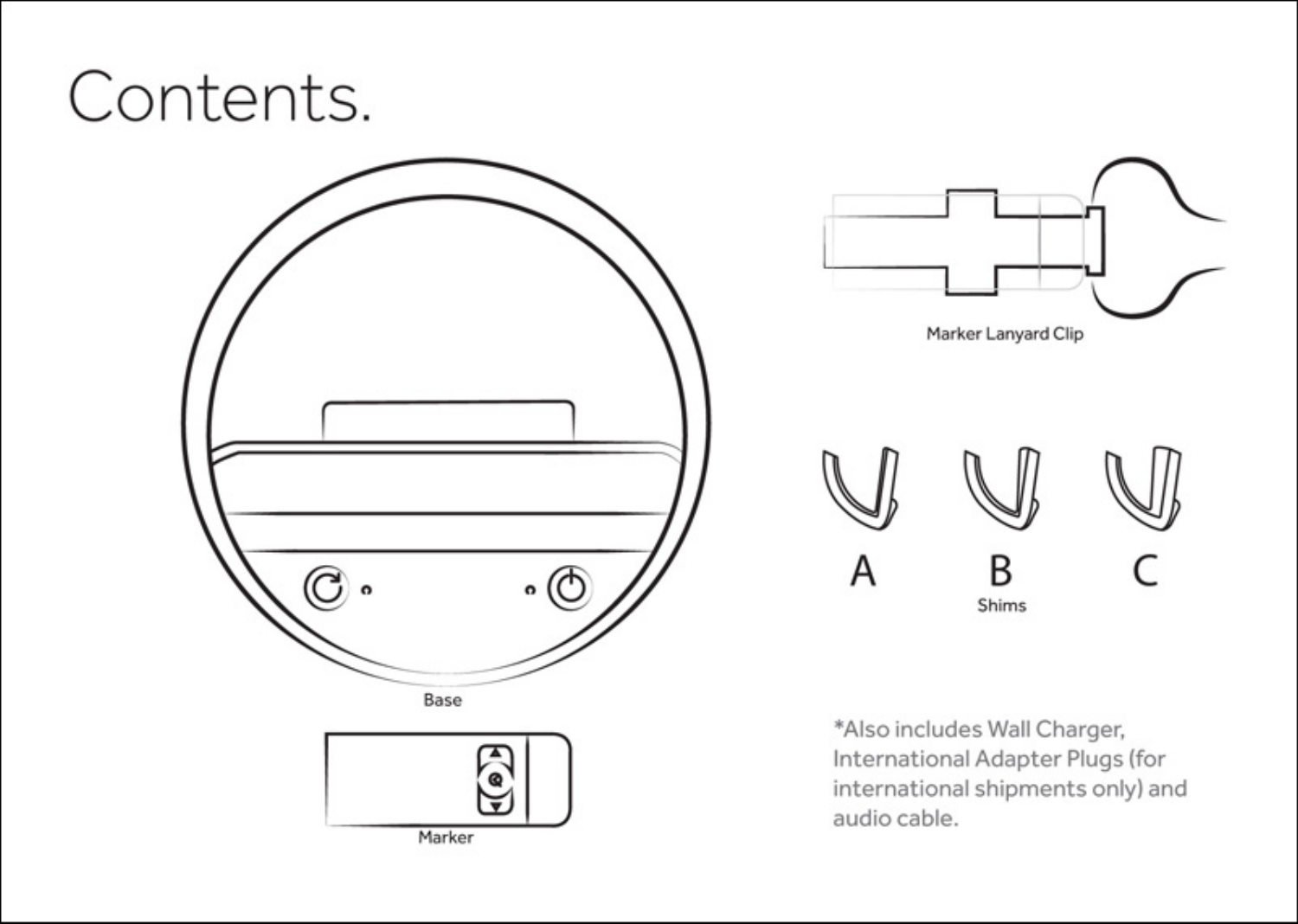# Contents.

Base

Marker

Marker Lanyard Clip

A B C

Shims

*Also includes Wall Charger, International Adapter Plugs (for international shipments only) and audio cable.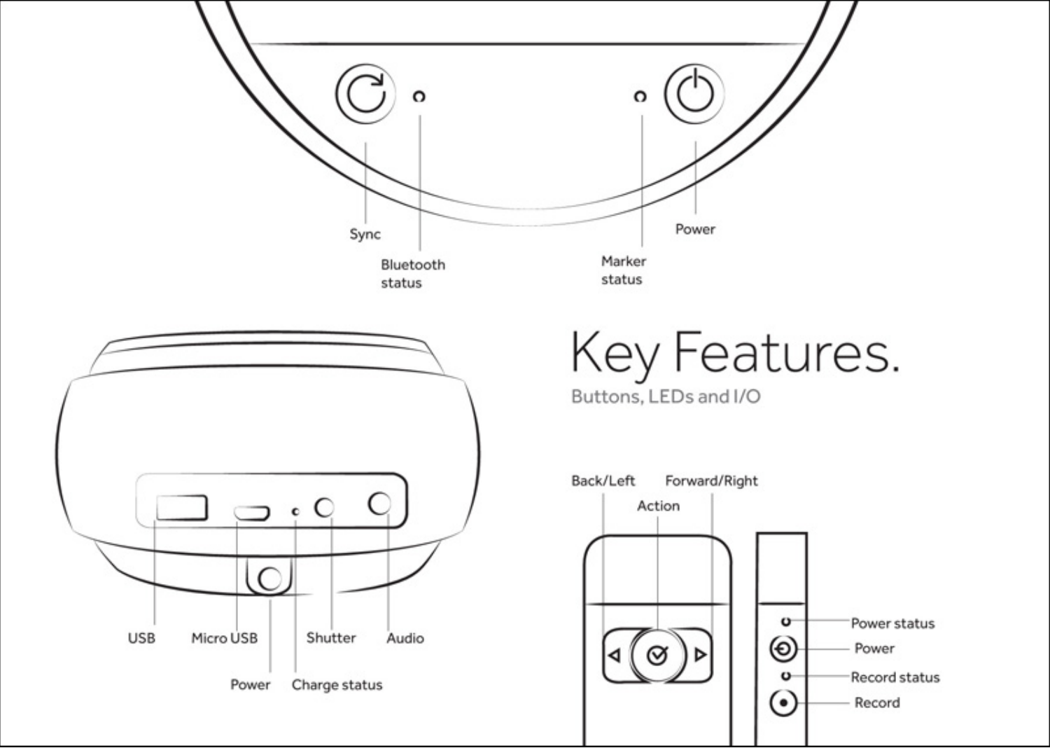# Key Features.

Buttons, LEDs and I/O

Sync

Bluetooth status

Marker status

Power

USB

Micro USB

Power

Charge status

Shutter

Audio

Back/Left

Action

Forward/Right

Power status

Power

Record status

Record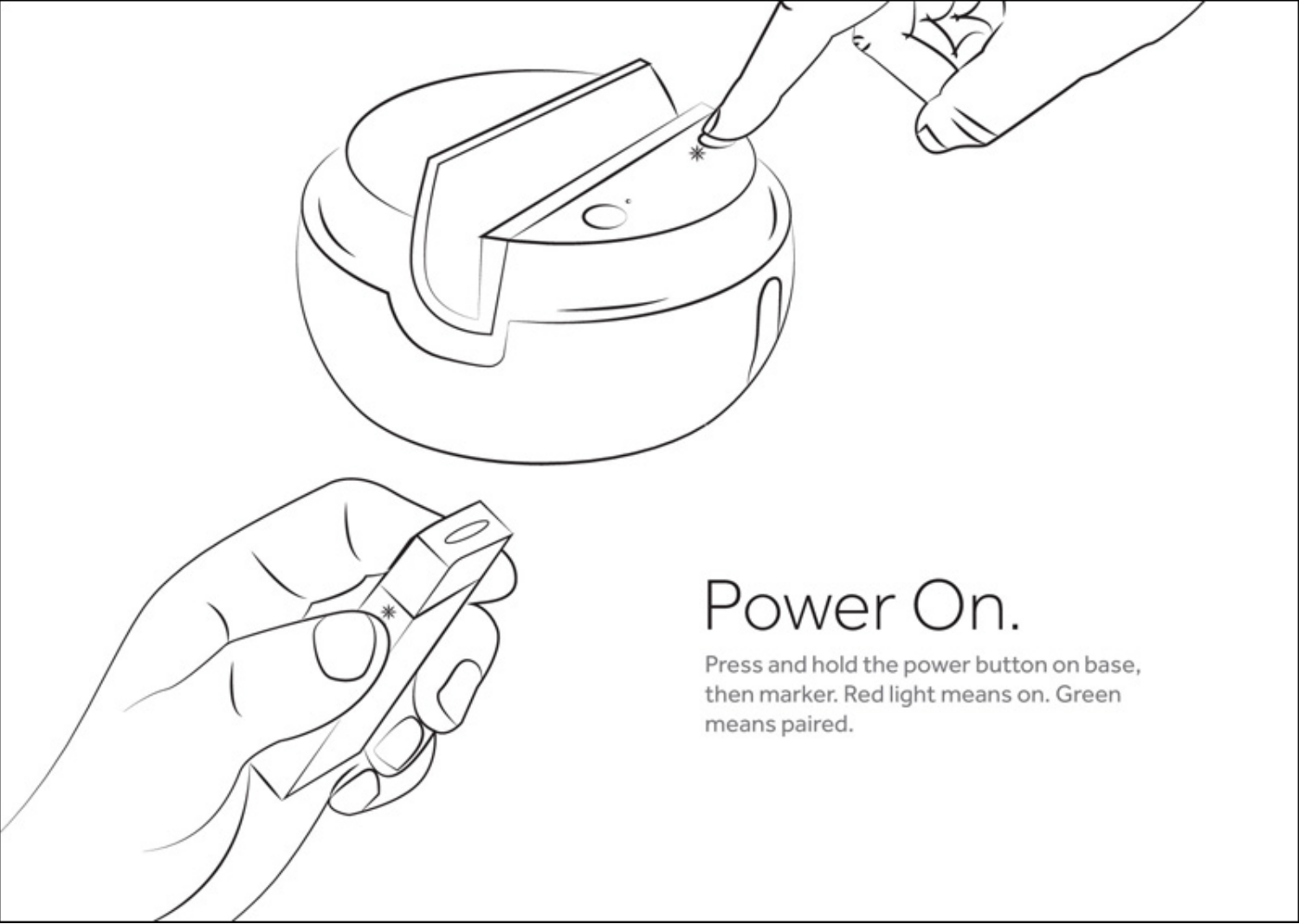# Power On.

Press and hold the power button on base, then marker. Red light means on. Green means paired.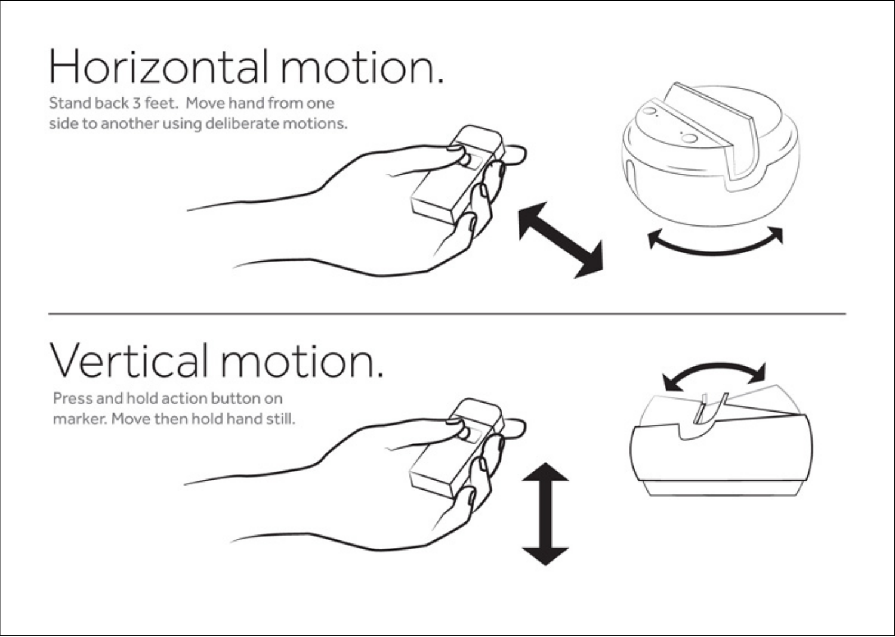# Horizontal motion.

Stand back 3 feet. Move hand from one side to another using deliberate motions.

# Vertical motion.

Press and hold action button on marker. Move then hold hand still.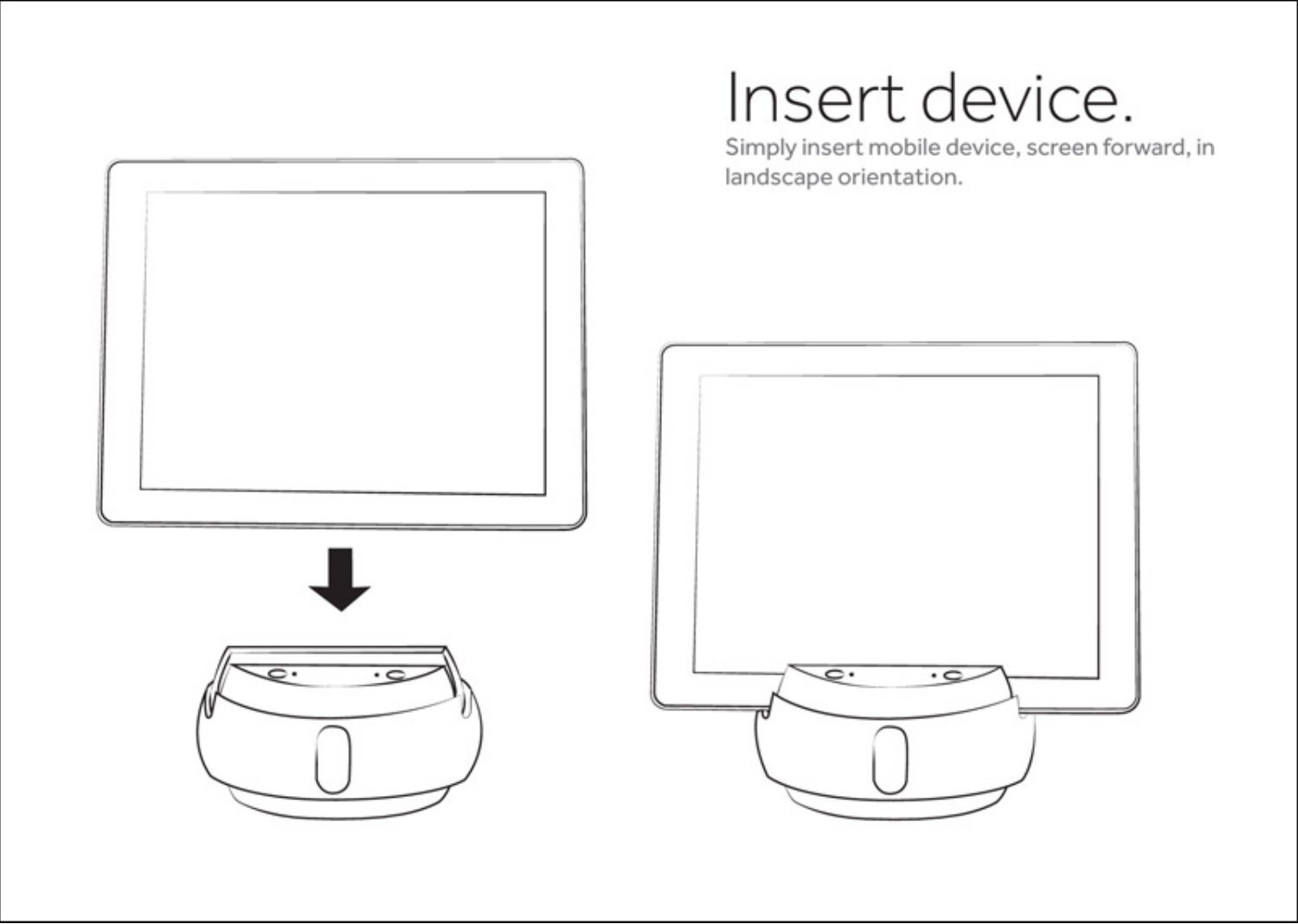# Insert device.

Simply insert mobile device, screen forward, in landscape orientation.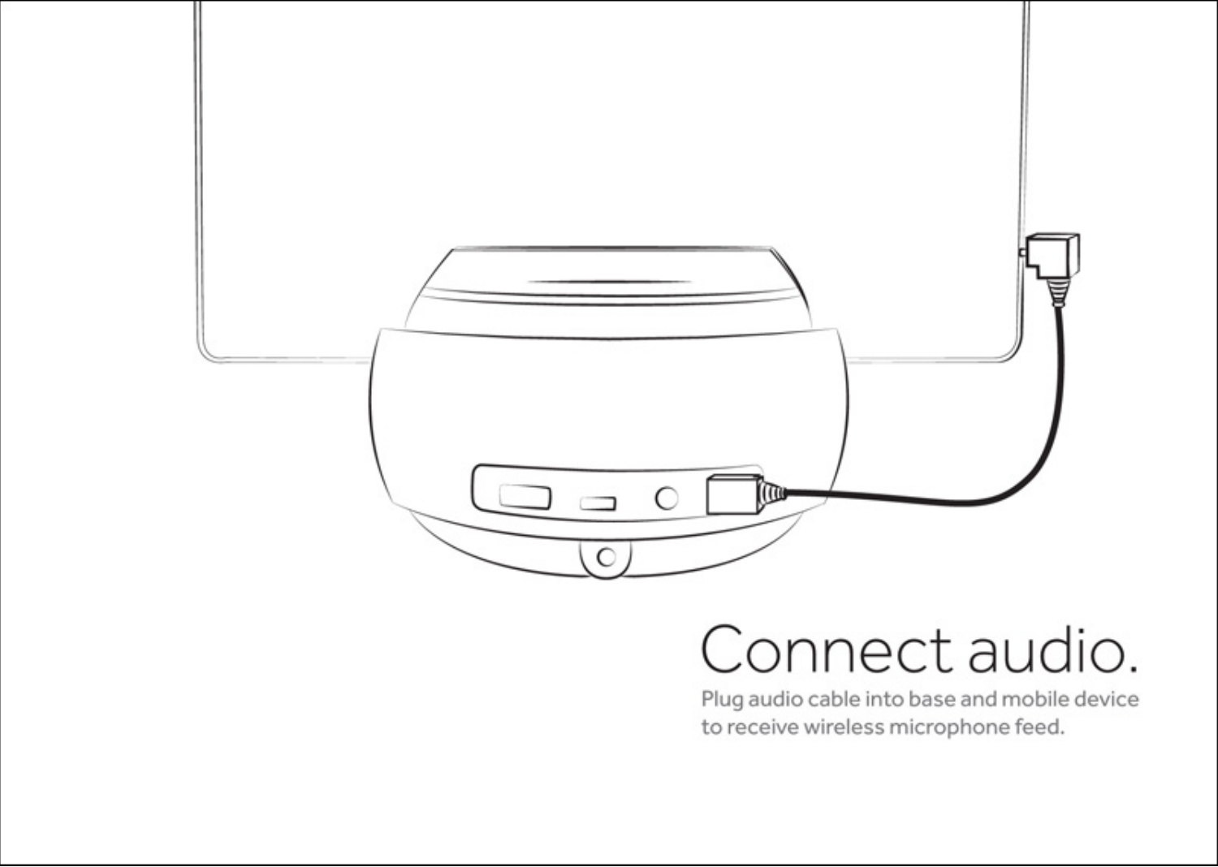# Connect audio.

Plug audio cable into base and mobile device to receive wireless microphone feed.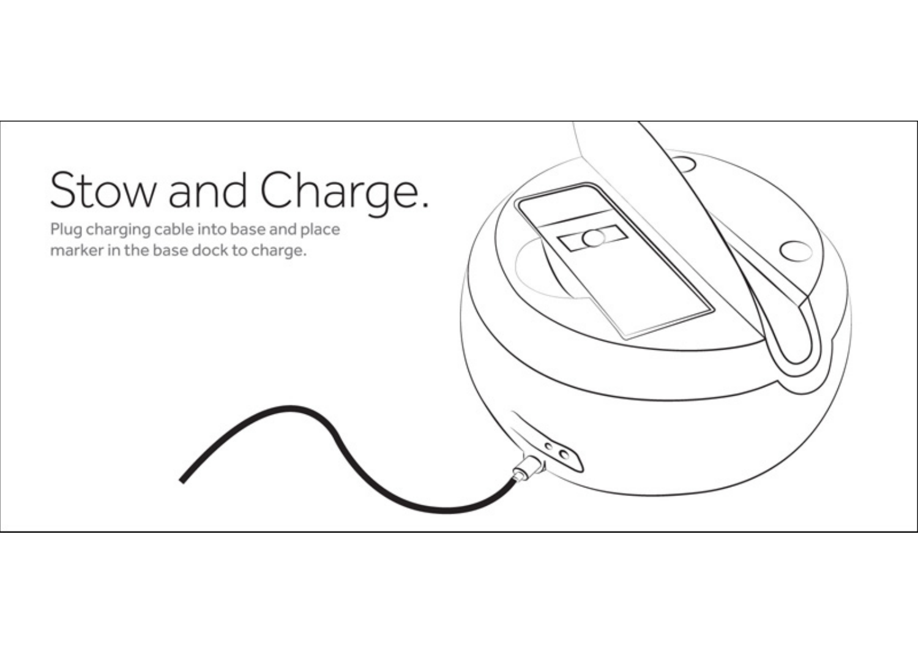# Stow and Charge.

Plug charging cable into base and place marker in the base dock to charge.